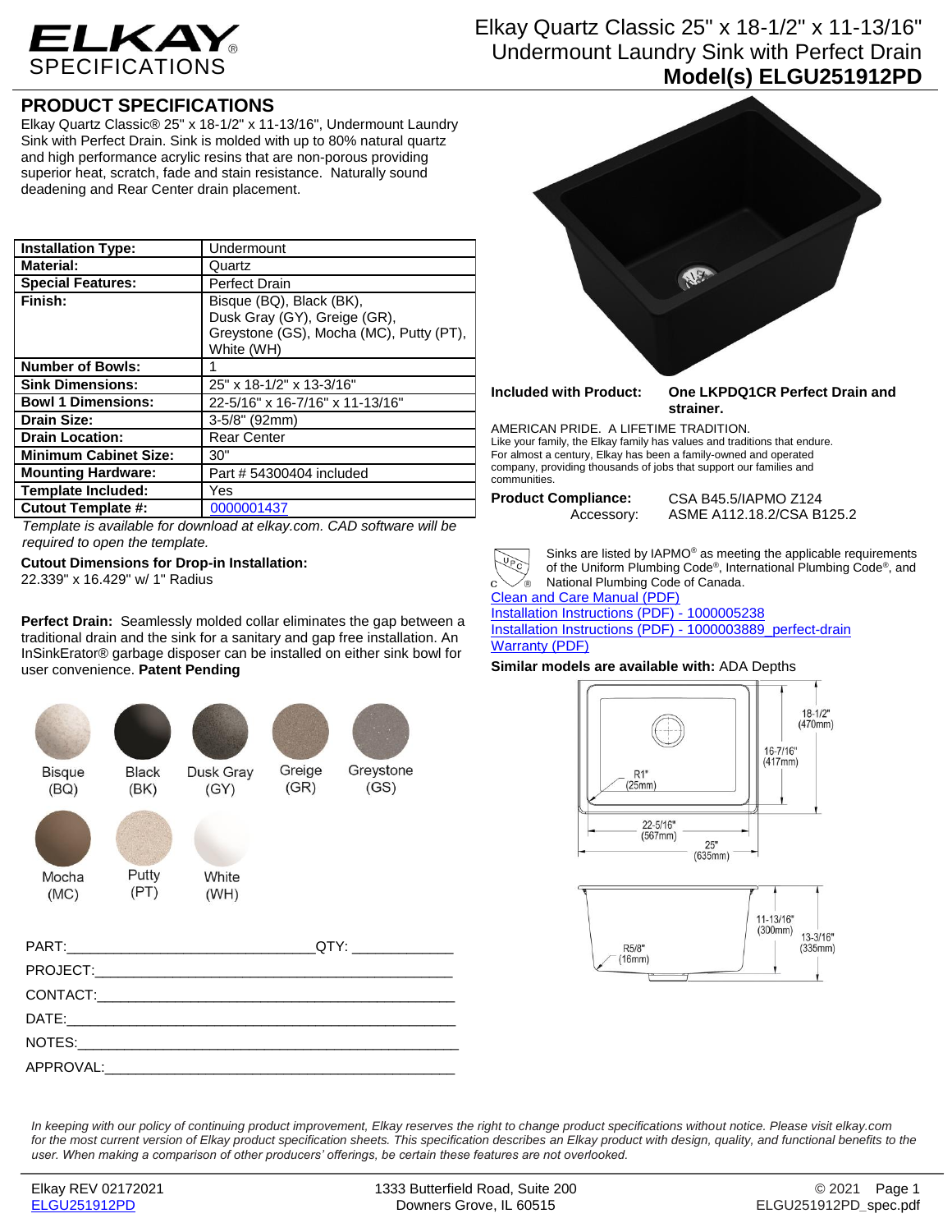# ELKAY SPECIFICATIONS

## Elkay Quartz Classic 25" x 18-1/2" x 11-13/16" Undermount Laundry Sink with Perfect Drain
## Model(s) ELGU251912PD

## PRODUCT SPECIFICATIONS

Elkay Quartz Classic® 25" x 18-1/2" x 11-13/16", Undermount Laundry Sink with Perfect Drain. Sink is molded with up to 80% natural quartz and high performance acrylic resins that are non-porous providing superior heat, scratch, fade and stain resistance. Naturally sound deadening and Rear Center drain placement.

| | |
|---|---|
| **Installation Type:** | Undermount |
| **Material:** | Quartz |
| **Special Features:** | Perfect Drain |
| **Finish:** | Bisque (BQ), Black (BK), Dusk Gray (GY), Greige (GR), Greystone (GS), Mocha (MC), Putty (PT), White (WH) |
| **Number of Bowls:** | 1 |
| **Sink Dimensions:** | 25" x 18-1/2" x 13-3/16" |
| **Bowl 1 Dimensions:** | 22-5/16" x 16-7/16" x 11-13/16" |
| **Drain Size:** | 3-5/8" (92mm) |
| **Drain Location:** | Rear Center |
| **Minimum Cabinet Size:** | 30" |
| **Mounting Hardware:** | Part # 54300404 included |
| **Template Included:** | Yes |
| **Cutout Template #:** | 0000001437 |

*Template is available for download at elkay.com. CAD software will be required to open the template.*

**Cutout Dimensions for Drop-in Installation:**
22.339" x 16.429" w/ 1" Radius

**Perfect Drain:** Seamlessly molded collar eliminates the gap between a traditional drain and the sink for a sanitary and gap free installation. An InSinkErator® garbage disposer can be installed on either sink bowl for user convenience. **Patent Pending**

Bisque (BQ) | Black (BK) | Dusk Gray (GY) | Greige (GR) | Greystone (GS) | Mocha (MC) | Putty (PT) | White (WH)

PART:______________________________QTY: ____________

PROJECT:_____________________________________________

CONTACT:_____________________________________________

DATE:________________________________________________

NOTES:_______________________________________________

APPROVAL:____________________________________________

**Included with Product:** **One LKPDQ1CR Perfect Drain and strainer.**

AMERICAN PRIDE. A LIFETIME TRADITION.
Like your family, the Elkay family has values and traditions that endure. For almost a century, Elkay has been a family-owned and operated company, providing thousands of jobs that support our families and communities.

**Product Compliance:** CSA B45.5/IAPMO Z124
Accessory: ASME A112.18.2/CSA B125.2

Sinks are listed by IAPMO® as meeting the applicable requirements of the Uniform Plumbing Code®, International Plumbing Code®, and National Plumbing Code of Canada.

Clean and Care Manual (PDF)
Installation Instructions (PDF) - 1000005238
Installation Instructions (PDF) - 1000003889_perfect-drain
Warranty (PDF)

**Similar models are available with:** ADA Depths

18-1/2" (470mm) | 16-7/16" (417mm) | R1" (25mm) | 22-5/16" (567mm) | 25" (635mm)

11-13/16" (300mm) | 13-3/16" (335mm) | R5/8" (16mm)

*In keeping with our policy of continuing product improvement, Elkay reserves the right to change product specifications without notice. Please visit elkay.com for the most current version of Elkay product specification sheets. This specification describes an Elkay product with design, quality, and functional benefits to the user. When making a comparison of other producers' offerings, be certain these features are not overlooked.*

Elkay REV 02172021 | 1333 Butterfield Road, Suite 200, Downers Grove, IL 60515 | © 2021
ELGU251912PD | ELGU251912PD_spec.pdf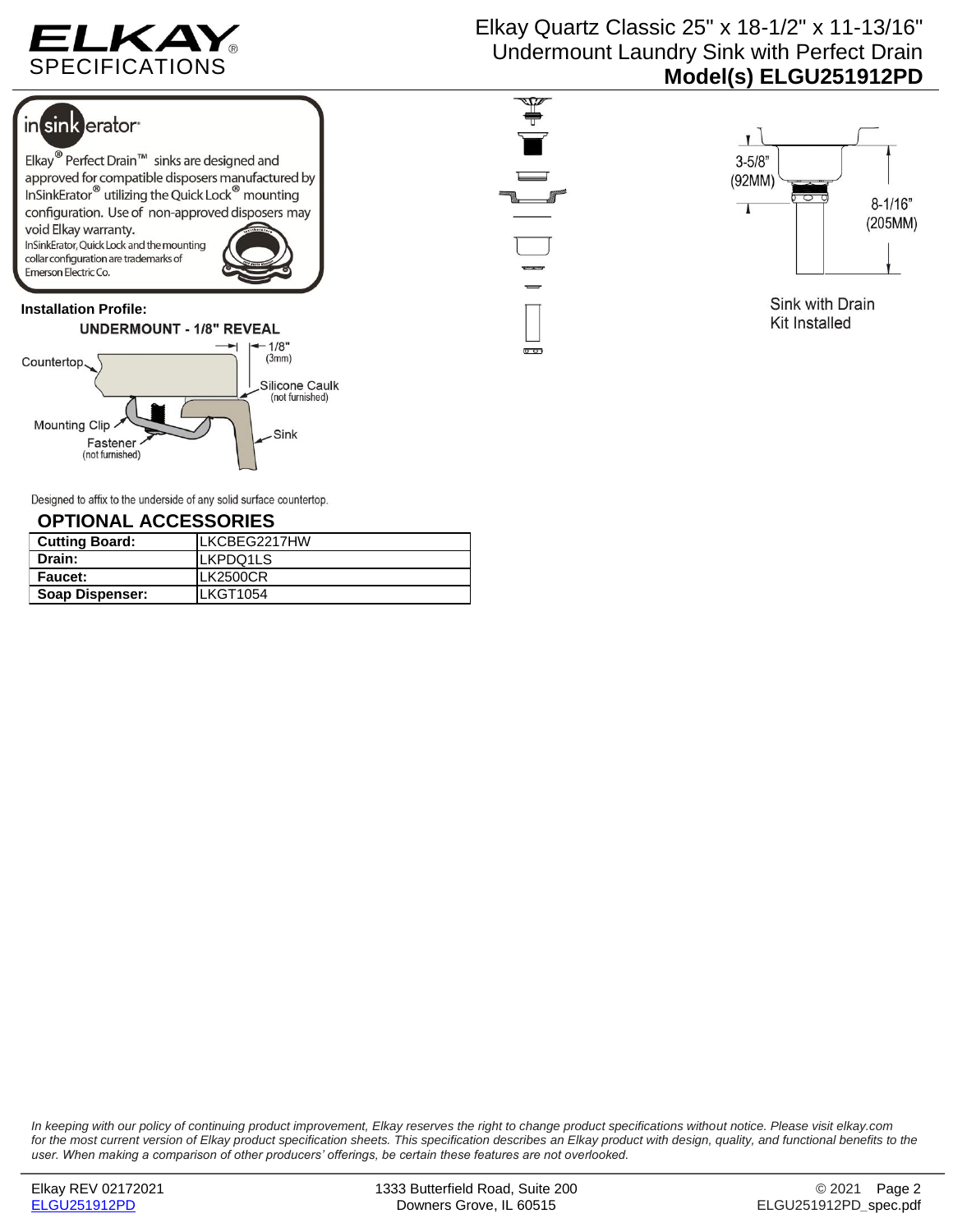# ELKAY SPECIFICATIONS

Elkay Quartz Classic 25" x 18-1/2" x 11-13/16" Undermount Laundry Sink with Perfect Drain
**Model(s) ELGU251912PD**

in sink erator

Elkay® Perfect Drain™ sinks are designed and approved for compatible disposers manufactured by InSinkErator® utilizing the Quick Lock® mounting configuration. Use of non-approved disposers may void Elkay warranty.

InSinkErator, Quick Lock and the mounting collar configuration are trademarks of Emerson Electric Co.

3-5/8" (92MM)

8-1/16" (205MM)

Sink with Drain Kit Installed

**Installation Profile:**

UNDERMOUNT - 1/8" REVEAL

1/8" (3mm)

Countertop

Silicone Caulk (not furnished)

Mounting Clip

Sink

Fastener (not furnished)

Designed to affix to the underside of any solid surface countertop.

## OPTIONAL ACCESSORIES

| | |
|---|---|
| **Cutting Board:** | LKCBEG2217HW |
| **Drain:** | LKPDQ1LS |
| **Faucet:** | LK2500CR |
| **Soap Dispenser:** | LKGT1054 |

*In keeping with our policy of continuing product improvement, Elkay reserves the right to change product specifications without notice. Please visit elkay.com for the most current version of Elkay product specification sheets. This specification describes an Elkay product with design, quality, and functional benefits to the user. When making a comparison of other producers' offerings, be certain these features are not overlooked.*

Elkay REV 02172021
ELGU251912PD

1333 Butterfield Road, Suite 200
Downers Grove, IL 60515

© 2021
ELGU251912PD_spec.pdf